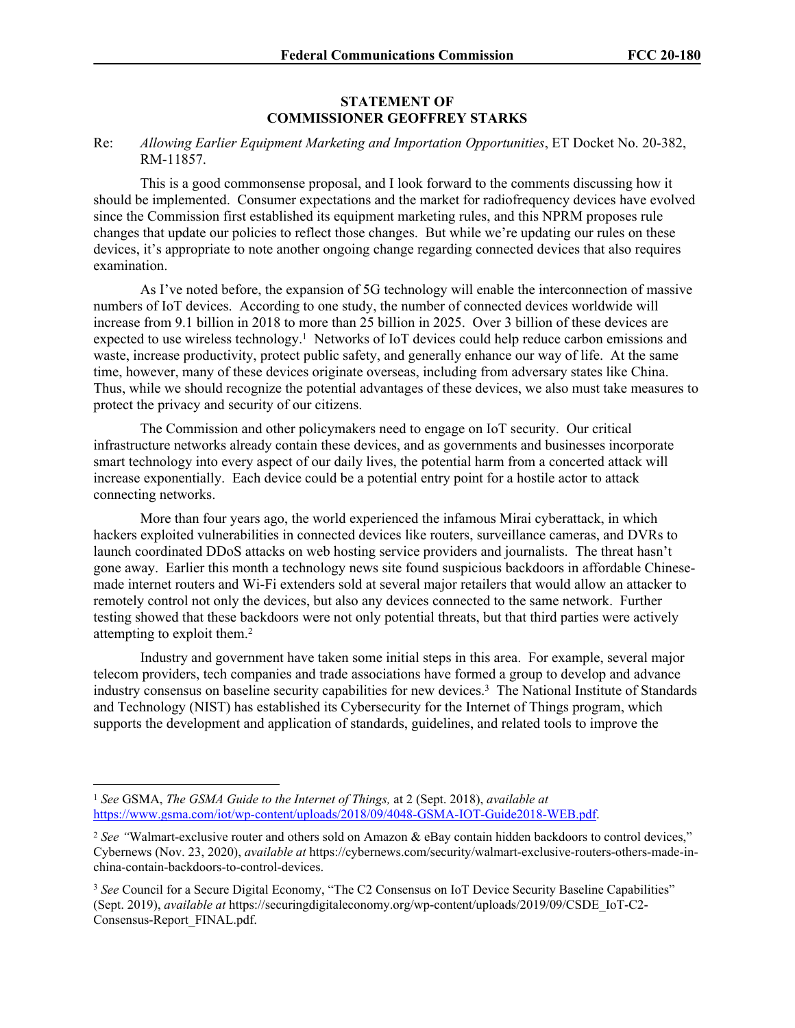**STATEMENT OF**
**COMMISSIONER GEOFFREY STARKS**

Re: *Allowing Earlier Equipment Marketing and Importation Opportunities*, ET Docket No. 20-382, RM-11857.

This is a good commonsense proposal, and I look forward to the comments discussing how it should be implemented. Consumer expectations and the market for radiofrequency devices have evolved since the Commission first established its equipment marketing rules, and this NPRM proposes rule changes that update our policies to reflect those changes. But while we're updating our rules on these devices, it's appropriate to note another ongoing change regarding connected devices that also requires examination.

As I've noted before, the expansion of 5G technology will enable the interconnection of massive numbers of IoT devices. According to one study, the number of connected devices worldwide will increase from 9.1 billion in 2018 to more than 25 billion in 2025. Over 3 billion of these devices are expected to use wireless technology.[1] Networks of IoT devices could help reduce carbon emissions and waste, increase productivity, protect public safety, and generally enhance our way of life. At the same time, however, many of these devices originate overseas, including from adversary states like China. Thus, while we should recognize the potential advantages of these devices, we also must take measures to protect the privacy and security of our citizens.

The Commission and other policymakers need to engage on IoT security. Our critical infrastructure networks already contain these devices, and as governments and businesses incorporate smart technology into every aspect of our daily lives, the potential harm from a concerted attack will increase exponentially. Each device could be a potential entry point for a hostile actor to attack connecting networks.

More than four years ago, the world experienced the infamous Mirai cyberattack, in which hackers exploited vulnerabilities in connected devices like routers, surveillance cameras, and DVRs to launch coordinated DDoS attacks on web hosting service providers and journalists. The threat hasn't gone away. Earlier this month a technology news site found suspicious backdoors in affordable Chinese-made internet routers and Wi-Fi extenders sold at several major retailers that would allow an attacker to remotely control not only the devices, but also any devices connected to the same network. Further testing showed that these backdoors were not only potential threats, but that third parties were actively attempting to exploit them.[2]

Industry and government have taken some initial steps in this area. For example, several major telecom providers, tech companies and trade associations have formed a group to develop and advance industry consensus on baseline security capabilities for new devices.[3] The National Institute of Standards and Technology (NIST) has established its Cybersecurity for the Internet of Things program, which supports the development and application of standards, guidelines, and related tools to improve the

---

[1] *See* GSMA, *The GSMA Guide to the Internet of Things,* at 2 (Sept. 2018), *available at* https://www.gsma.com/iot/wp-content/uploads/2018/09/4048-GSMA-IOT-Guide2018-WEB.pdf.

[2] *See* "Walmart-exclusive router and others sold on Amazon & eBay contain hidden backdoors to control devices," Cybernews (Nov. 23, 2020), *available at* https://cybernews.com/security/walmart-exclusive-routers-others-made-in-china-contain-backdoors-to-control-devices.

[3] *See* Council for a Secure Digital Economy, "The C2 Consensus on IoT Device Security Baseline Capabilities" (Sept. 2019), *available at* https://securingdigitaleconomy.org/wp-content/uploads/2019/09/CSDE_IoT-C2-Consensus-Report_FINAL.pdf.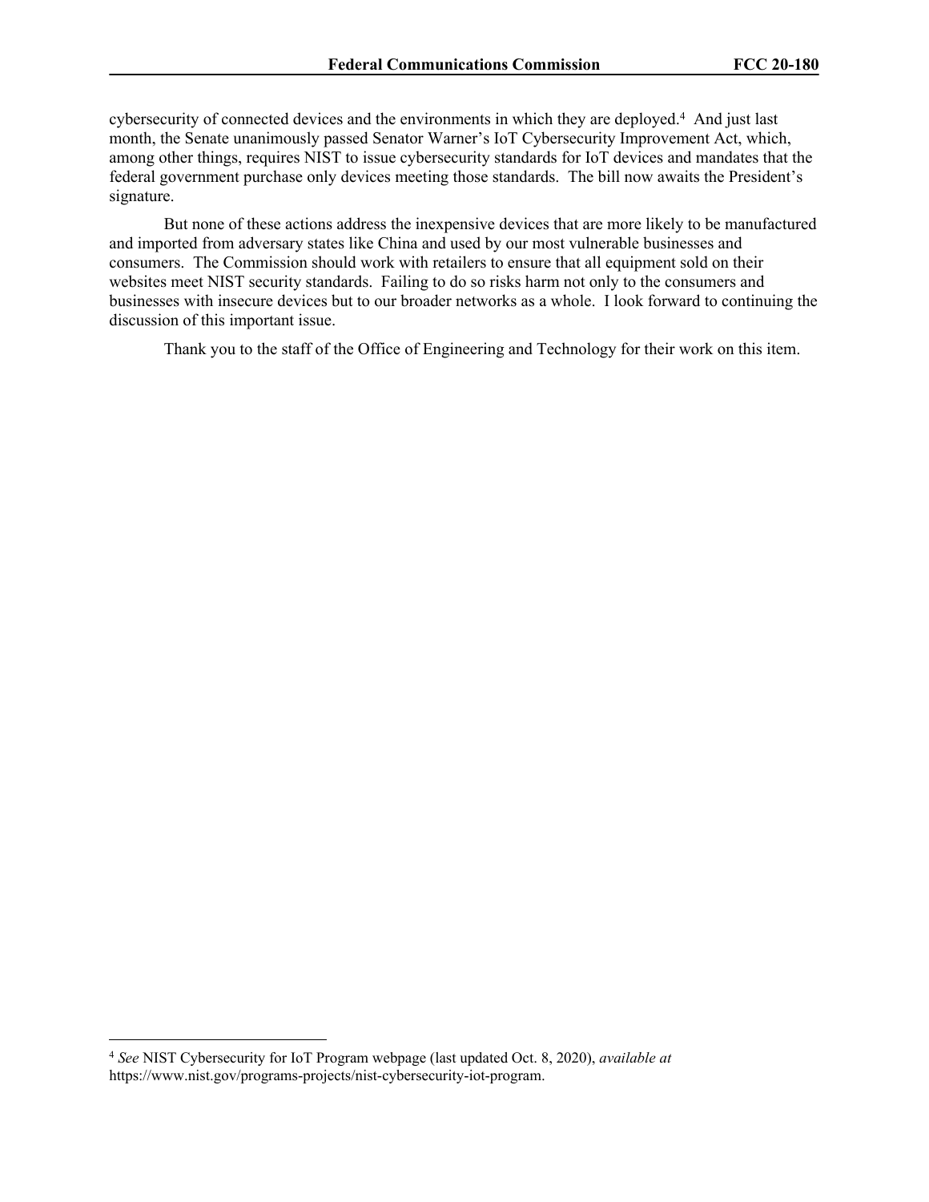cybersecurity of connected devices and the environments in which they are deployed.[4] And just last month, the Senate unanimously passed Senator Warner's IoT Cybersecurity Improvement Act, which, among other things, requires NIST to issue cybersecurity standards for IoT devices and mandates that the federal government purchase only devices meeting those standards. The bill now awaits the President's signature.

But none of these actions address the inexpensive devices that are more likely to be manufactured and imported from adversary states like China and used by our most vulnerable businesses and consumers. The Commission should work with retailers to ensure that all equipment sold on their websites meet NIST security standards. Failing to do so risks harm not only to the consumers and businesses with insecure devices but to our broader networks as a whole. I look forward to continuing the discussion of this important issue.

Thank you to the staff of the Office of Engineering and Technology for their work on this item.

---

[4] *See* NIST Cybersecurity for IoT Program webpage (last updated Oct. 8, 2020), *available at* https://www.nist.gov/programs-projects/nist-cybersecurity-iot-program.